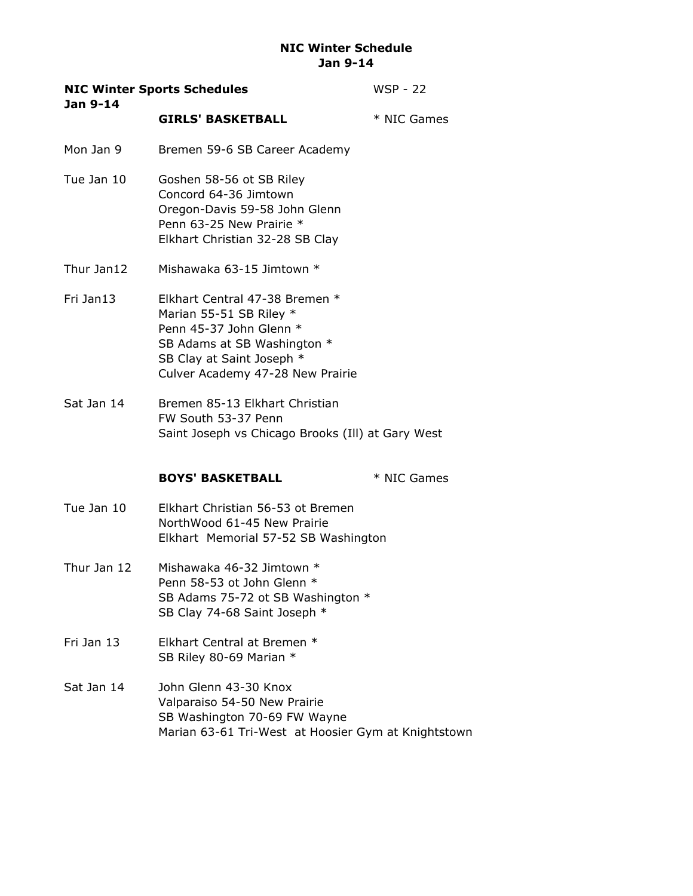# NIC Winter Schedule
## Jan 9-14

**NIC Winter Sports Schedules** WSP - 22
**Jan 9-14**

### GIRLS' BASKETBALL
\* NIC Games

**Mon Jan 9**
Bremen 59-6 SB Career Academy

**Tue Jan 10**
Goshen 58-56 ot SB Riley
Concord 64-36 Jimtown
Oregon-Davis 59-58 John Glenn
Penn 63-25 New Prairie *
Elkhart Christian 32-28 SB Clay

**Thur Jan12**
Mishawaka 63-15 Jimtown *

**Fri Jan13**
Elkhart Central 47-38 Bremen *
Marian 55-51 SB Riley *
Penn 45-37 John Glenn *
SB Adams at SB Washington *
SB Clay at Saint Joseph *
Culver Academy 47-28 New Prairie

**Sat Jan 14**
Bremen 85-13 Elkhart Christian
FW South 53-37 Penn
Saint Joseph vs Chicago Brooks (Ill) at Gary West

### BOYS' BASKETBALL
\* NIC Games

**Tue Jan 10**
Elkhart Christian 56-53 ot Bremen
NorthWood 61-45 New Prairie
Elkhart Memorial 57-52 SB Washington

**Thur Jan 12**
Mishawaka 46-32 Jimtown *
Penn 58-53 ot John Glenn *
SB Adams 75-72 ot SB Washington *
SB Clay 74-68 Saint Joseph *

**Fri Jan 13**
Elkhart Central at Bremen *
SB Riley 80-69 Marian *

**Sat Jan 14**
John Glenn 43-30 Knox
Valparaiso 54-50 New Prairie
SB Washington 70-69 FW Wayne
Marian 63-61 Tri-West at Hoosier Gym at Knightstown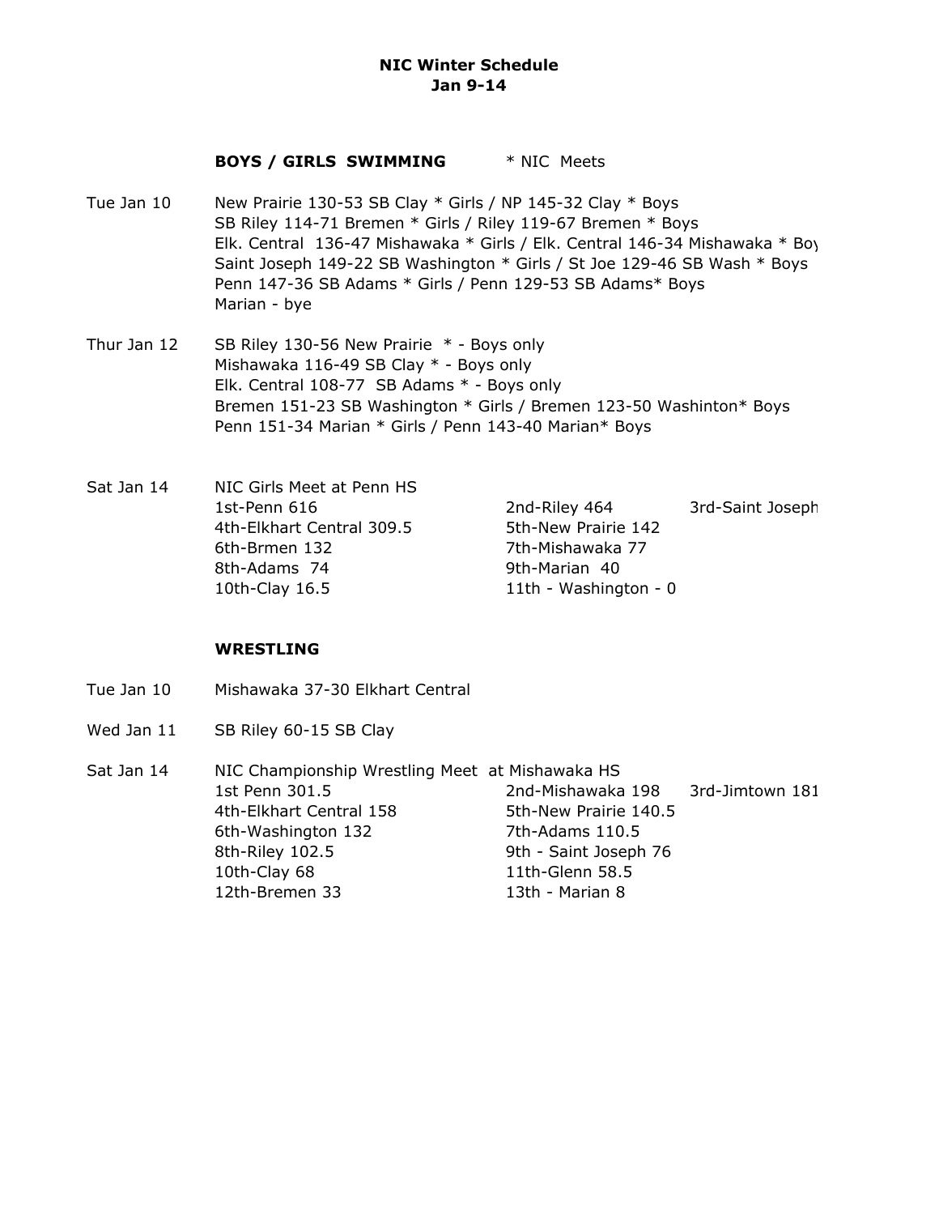**NIC Winter Schedule**
**Jan 9-14**

**BOYS / GIRLS SWIMMING** * NIC Meets

Tue Jan 10
New Prairie 130-53 SB Clay * Girls / NP 145-32 Clay * Boys
SB Riley 114-71 Bremen * Girls / Riley 119-67 Bremen * Boys
Elk. Central 136-47 Mishawaka * Girls / Elk. Central 146-34 Mishawaka * Boy
Saint Joseph 149-22 SB Washington * Girls / St Joe 129-46 SB Wash * Boys
Penn 147-36 SB Adams * Girls / Penn 129-53 SB Adams* Boys
Marian - bye

Thur Jan 12
SB Riley 130-56 New Prairie * - Boys only
Mishawaka 116-49 SB Clay * - Boys only
Elk. Central 108-77 SB Adams * - Boys only
Bremen 151-23 SB Washington * Girls / Bremen 123-50 Washinton* Boys
Penn 151-34 Marian * Girls / Penn 143-40 Marian* Boys

Sat Jan 14
NIC Girls Meet at Penn HS

| | | |
|---|---|---|
| 1st-Penn 616 | 2nd-Riley 464 | 3rd-Saint Joseph |
| 4th-Elkhart Central 309.5 | 5th-New Prairie 142 | |
| 6th-Brmen 132 | 7th-Mishawaka 77 | |
| 8th-Adams 74 | 9th-Marian 40 | |
| 10th-Clay 16.5 | 11th - Washington - 0 | |

**WRESTLING**

Tue Jan 10
Mishawaka 37-30 Elkhart Central

Wed Jan 11
SB Riley 60-15 SB Clay

Sat Jan 14
NIC Championship Wrestling Meet at Mishawaka HS

| | | |
|---|---|---|
| 1st Penn 301.5 | 2nd-Mishawaka 198 | 3rd-Jimtown 181 |
| 4th-Elkhart Central 158 | 5th-New Prairie 140.5 | |
| 6th-Washington 132 | 7th-Adams 110.5 | |
| 8th-Riley 102.5 | 9th - Saint Joseph 76 | |
| 10th-Clay 68 | 11th-Glenn 58.5 | |
| 12th-Bremen 33 | 13th - Marian 8 | |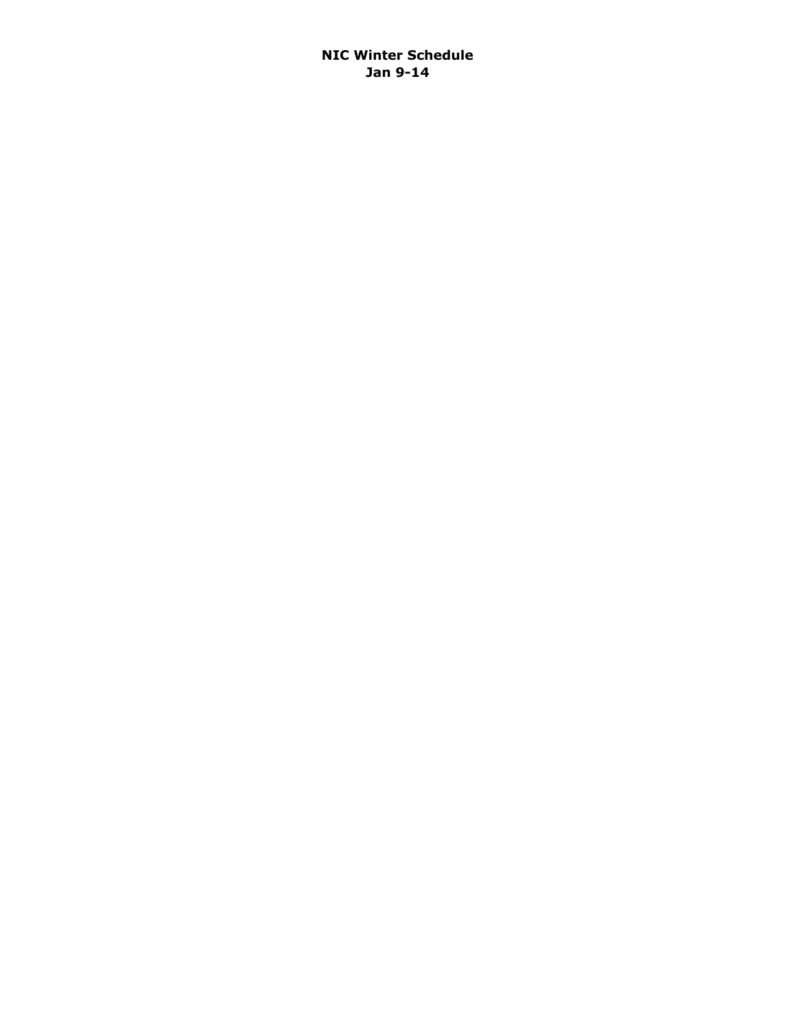**NIC Winter Schedule**
**Jan 9-14**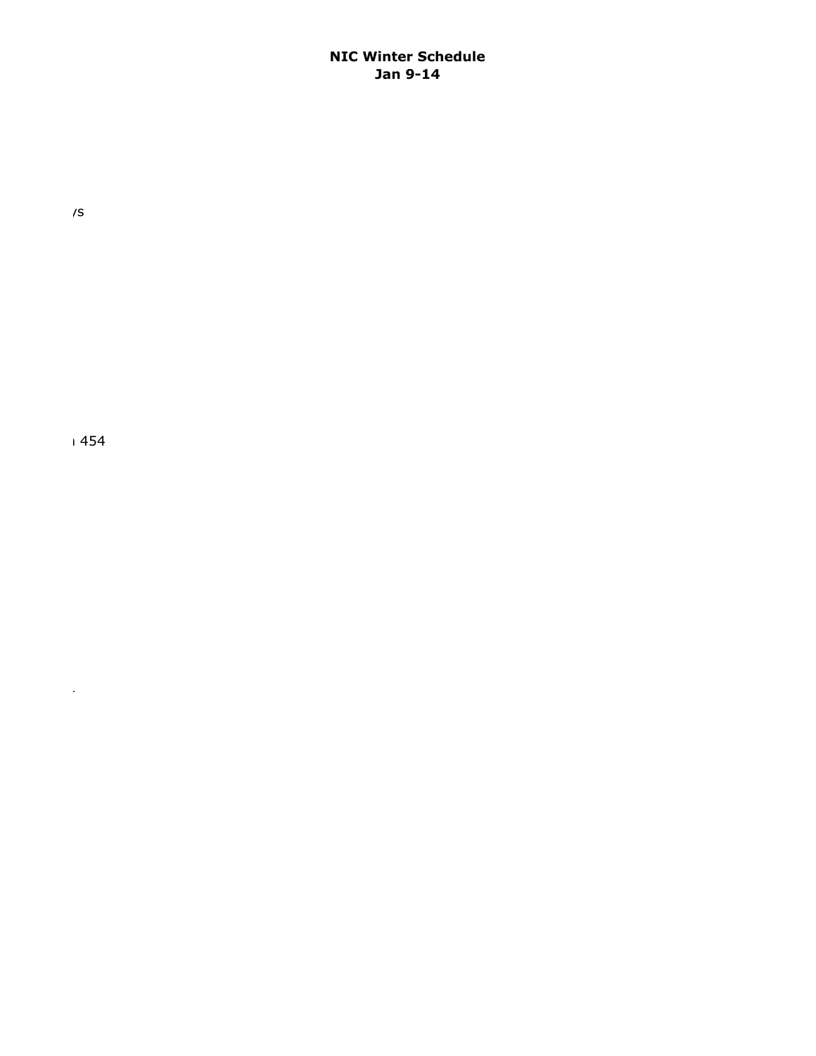**NIC Winter Schedule**
**Jan 9-14**

/s

ı 454

.